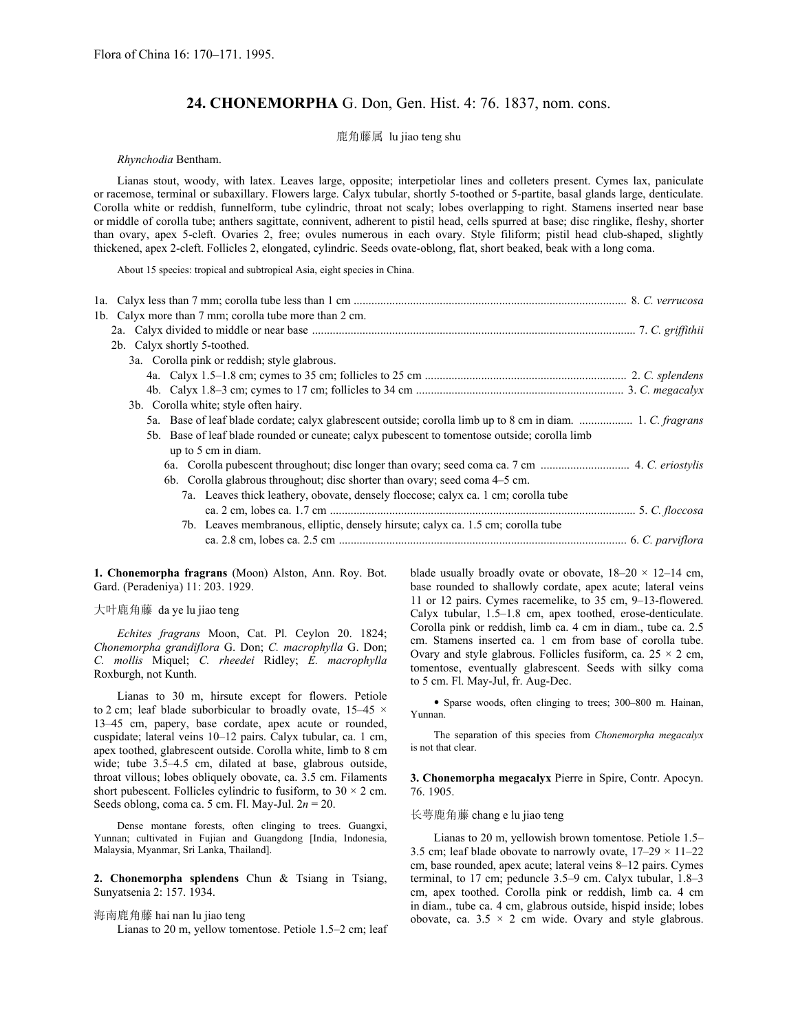Flora of China 16: 170–171. 1995.

# 24. CHONEMORPHA G. Don, Gen. Hist. 4: 76. 1837, nom. cons.

鹿角藤属 lu jiao teng shu

*Rhynchodia* Bentham.

Lianas stout, woody, with latex. Leaves large, opposite; interpetiolar lines and colleters present. Cymes lax, paniculate or racemose, terminal or subaxillary. Flowers large. Calyx tubular, shortly 5-toothed or 5-partite, basal glands large, denticulate. Corolla white or reddish, funnelform, tube cylindric, throat not scaly; lobes overlapping to right. Stamens inserted near base or middle of corolla tube; anthers sagittate, connivent, adherent to pistil head, cells spurred at base; disc ringlike, fleshy, shorter than ovary, apex 5-cleft. Ovaries 2, free; ovules numerous in each ovary. Style filiform; pistil head club-shaped, slightly thickened, apex 2-cleft. Follicles 2, elongated, cylindric. Seeds ovate-oblong, flat, short beaked, beak with a long coma.

About 15 species: tropical and subtropical Asia, eight species in China.

1a. Calyx less than 7 mm; corolla tube less than 1 cm .......... 8. *C. verrucosa*
1b. Calyx more than 7 mm; corolla tube more than 2 cm.
  2a. Calyx divided to middle or near base .......... 7. *C. griffithii*
  2b. Calyx shortly 5-toothed.
    3a. Corolla pink or reddish; style glabrous.
      4a. Calyx 1.5–1.8 cm; cymes to 35 cm; follicles to 25 cm .......... 2. *C. splendens*
      4b. Calyx 1.8–3 cm; cymes to 17 cm; follicles to 34 cm .......... 3. *C. megacalyx*
    3b. Corolla white; style often hairy.
      5a. Base of leaf blade cordate; calyx glabrescent outside; corolla limb up to 8 cm in diam. .......... 1. *C. fragrans*
      5b. Base of leaf blade rounded or cuneate; calyx pubescent to tomentose outside; corolla limb up to 5 cm in diam.
        6a. Corolla pubescent throughout; disc longer than ovary; seed coma ca. 7 cm .......... 4. *C. eriostylis*
        6b. Corolla glabrous throughout; disc shorter than ovary; seed coma 4–5 cm.
          7a. Leaves thick leathery, obovate, densely floccose; calyx ca. 1 cm; corolla tube ca. 2 cm, lobes ca. 1.7 cm .......... 5. *C. floccosa*
          7b. Leaves membranous, elliptic, densely hirsute; calyx ca. 1.5 cm; corolla tube ca. 2.8 cm, lobes ca. 2.5 cm .......... 6. *C. parviflora*

**1. Chonemorpha fragrans** (Moon) Alston, Ann. Roy. Bot. Gard. (Peradeniya) 11: 203. 1929.

大叶鹿角藤 da ye lu jiao teng

*Echites fragrans* Moon, Cat. Pl. Ceylon 20. 1824; *Chonemorpha grandiflora* G. Don; *C. macrophylla* G. Don; *C. mollis* Miquel; *C. rheedei* Ridley; *E. macrophylla* Roxburgh, not Kunth.

Lianas to 30 m, hirsute except for flowers. Petiole to 2 cm; leaf blade suborbicular to broadly ovate, 15–45 × 13–45 cm, papery, base cordate, apex acute or rounded, cuspidate; lateral veins 10–12 pairs. Calyx tubular, ca. 1 cm, apex toothed, glabrescent outside. Corolla white, limb to 8 cm wide; tube 3.5–4.5 cm, dilated at base, glabrous outside, throat villous; lobes obliquely obovate, ca. 3.5 cm. Filaments short pubescent. Follicles cylindric to fusiform, to 30 × 2 cm. Seeds oblong, coma ca. 5 cm. Fl. May-Jul. $2n = 20$.

Dense montane forests, often clinging to trees. Guangxi, Yunnan; cultivated in Fujian and Guangdong [India, Indonesia, Malaysia, Myanmar, Sri Lanka, Thailand].

**2. Chonemorpha splendens** Chun & Tsiang in Tsiang, Sunyatsenia 2: 157. 1934.

海南鹿角藤 hai nan lu jiao teng

Lianas to 20 m, yellow tomentose. Petiole 1.5–2 cm; leaf blade usually broadly ovate or obovate, 18–20 × 12–14 cm, base rounded to shallowly cordate, apex acute; lateral veins 11 or 12 pairs. Cymes racemelike, to 35 cm, 9–13-flowered. Calyx tubular, 1.5–1.8 cm, apex toothed, erose-denticulate. Corolla pink or reddish, limb ca. 4 cm in diam., tube ca. 2.5 cm. Stamens inserted ca. 1 cm from base of corolla tube. Ovary and style glabrous. Follicles fusiform, ca. 25 × 2 cm, tomentose, eventually glabrescent. Seeds with silky coma to 5 cm. Fl. May-Jul, fr. Aug-Dec.

• Sparse woods, often clinging to trees; 300–800 m. Hainan, Yunnan.

The separation of this species from *Chonemorpha megacalyx* is not that clear.

**3. Chonemorpha megacalyx** Pierre in Spire, Contr. Apocyn. 76. 1905.

长萼鹿角藤 chang e lu jiao teng

Lianas to 20 m, yellowish brown tomentose. Petiole 1.5–3.5 cm; leaf blade obovate to narrowly ovate, 17–29 × 11–22 cm, base rounded, apex acute; lateral veins 8–12 pairs. Cymes terminal, to 17 cm; peduncle 3.5–9 cm. Calyx tubular, 1.8–3 cm, apex toothed. Corolla pink or reddish, limb ca. 4 cm in diam., tube ca. 4 cm, glabrous outside, hispid inside; lobes obovate, ca. 3.5 × 2 cm wide. Ovary and style glabrous.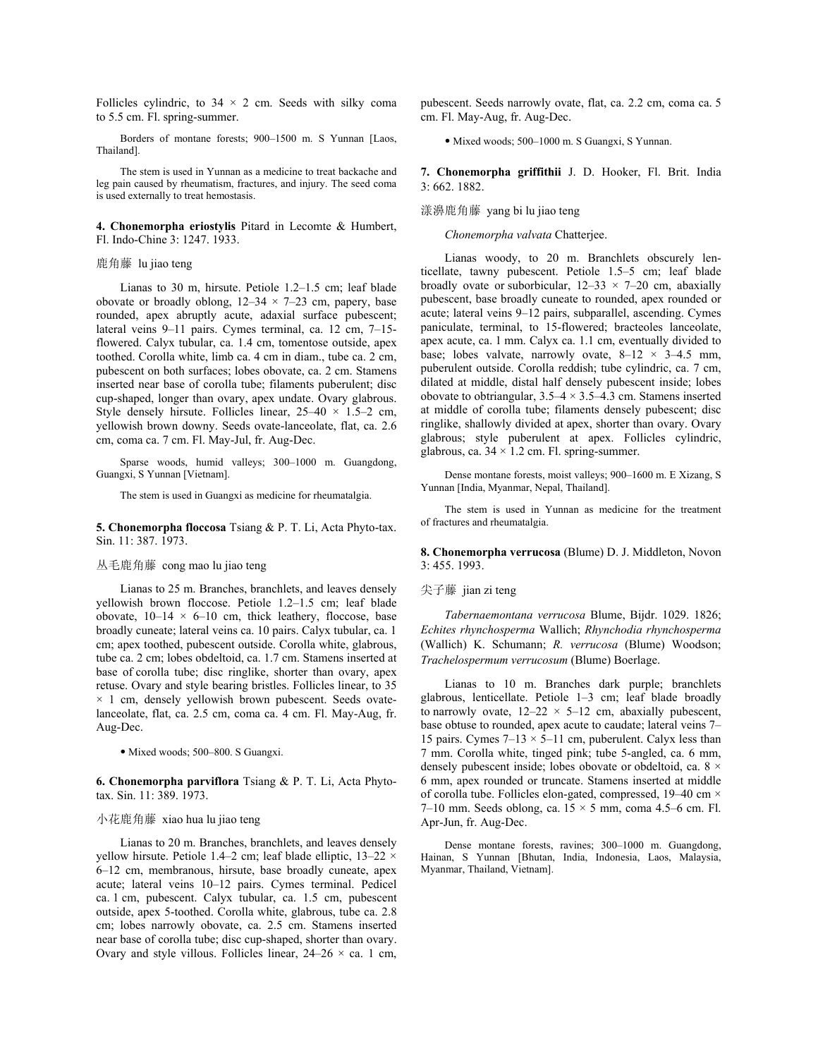Follicles cylindric, to 34 × 2 cm. Seeds with silky coma to 5.5 cm. Fl. spring-summer.

Borders of montane forests; 900–1500 m. S Yunnan [Laos, Thailand].

The stem is used in Yunnan as a medicine to treat backache and leg pain caused by rheumatism, fractures, and injury. The seed coma is used externally to treat hemostasis.

**4. Chonemorpha eriostylis** Pitard in Lecomte & Humbert, Fl. Indo-Chine 3: 1247. 1933.

鹿角藤 lu jiao teng

Lianas to 30 m, hirsute. Petiole 1.2–1.5 cm; leaf blade obovate or broadly oblong, 12–34 × 7–23 cm, papery, base rounded, apex abruptly acute, adaxial surface pubescent; lateral veins 9–11 pairs. Cymes terminal, ca. 12 cm, 7–15-flowered. Calyx tubular, ca. 1.4 cm, tomentose outside, apex toothed. Corolla white, limb ca. 4 cm in diam., tube ca. 2 cm, pubescent on both surfaces; lobes obovate, ca. 2 cm. Stamens inserted near base of corolla tube; filaments puberulent; disc cup-shaped, longer than ovary, apex undate. Ovary glabrous. Style densely hirsute. Follicles linear, 25–40 × 1.5–2 cm, yellowish brown downy. Seeds ovate-lanceolate, flat, ca. 2.6 cm, coma ca. 7 cm. Fl. May-Jul, fr. Aug-Dec.

Sparse woods, humid valleys; 300–1000 m. Guangdong, Guangxi, S Yunnan [Vietnam].

The stem is used in Guangxi as medicine for rheumatalgia.

**5. Chonemorpha floccosa** Tsiang & P. T. Li, Acta Phyto-tax. Sin. 11: 387. 1973.

丛毛鹿角藤 cong mao lu jiao teng

Lianas to 25 m. Branches, branchlets, and leaves densely yellowish brown floccose. Petiole 1.2–1.5 cm; leaf blade obovate, 10–14 × 6–10 cm, thick leathery, floccose, base broadly cuneate; lateral veins ca. 10 pairs. Calyx tubular, ca. 1 cm; apex toothed, pubescent outside. Corolla white, glabrous, tube ca. 2 cm; lobes obdeltoid, ca. 1.7 cm. Stamens inserted at base of corolla tube; disc ringlike, shorter than ovary, apex retuse. Ovary and style bearing bristles. Follicles linear, to 35 × 1 cm, densely yellowish brown pubescent. Seeds ovate-lanceolate, flat, ca. 2.5 cm, coma ca. 4 cm. Fl. May-Aug, fr. Aug-Dec.

• Mixed woods; 500–800. S Guangxi.

**6. Chonemorpha parviflora** Tsiang & P. T. Li, Acta Phyto-tax. Sin. 11: 389. 1973.

小花鹿角藤 xiao hua lu jiao teng

Lianas to 20 m. Branches, branchlets, and leaves densely yellow hirsute. Petiole 1.4–2 cm; leaf blade elliptic, 13–22 × 6–12 cm, membranous, hirsute, base broadly cuneate, apex acute; lateral veins 10–12 pairs. Cymes terminal. Pedicel ca. 1 cm, pubescent. Calyx tubular, ca. 1.5 cm, pubescent outside, apex 5-toothed. Corolla white, glabrous, tube ca. 2.8 cm; lobes narrowly obovate, ca. 2.5 cm. Stamens inserted near base of corolla tube; disc cup-shaped, shorter than ovary. Ovary and style villous. Follicles linear, 24–26 × ca. 1 cm, pubescent. Seeds narrowly ovate, flat, ca. 2.2 cm, coma ca. 5 cm. Fl. May-Aug, fr. Aug-Dec.

• Mixed woods; 500–1000 m. S Guangxi, S Yunnan.

**7. Chonemorpha griffithii** J. D. Hooker, Fl. Brit. India 3: 662. 1882.

漾濞鹿角藤 yang bi lu jiao teng

*Chonemorpha valvata* Chatterjee.

Lianas woody, to 20 m. Branchlets obscurely lenticellate, tawny pubescent. Petiole 1.5–5 cm; leaf blade broadly ovate or suborbicular, 12–33 × 7–20 cm, abaxially pubescent, base broadly cuneate to rounded, apex rounded or acute; lateral veins 9–12 pairs, subparallel, ascending. Cymes paniculate, terminal, to 15-flowered; bracteoles lanceolate, apex acute, ca. 1 mm. Calyx ca. 1.1 cm, eventually divided to base; lobes valvate, narrowly ovate, 8–12 × 3–4.5 mm, puberulent outside. Corolla reddish; tube cylindric, ca. 7 cm, dilated at middle, distal half densely pubescent inside; lobes obovate to obtriangular, 3.5–4 × 3.5–4.3 cm. Stamens inserted at middle of corolla tube; filaments densely pubescent; disc ringlike, shallowly divided at apex, shorter than ovary. Ovary glabrous; style puberulent at apex. Follicles cylindric, glabrous, ca. 34 × 1.2 cm. Fl. spring-summer.

Dense montane forests, moist valleys; 900–1600 m. E Xizang, S Yunnan [India, Myanmar, Nepal, Thailand].

The stem is used in Yunnan as medicine for the treatment of fractures and rheumatalgia.

**8. Chonemorpha verrucosa** (Blume) D. J. Middleton, Novon 3: 455. 1993.

尖子藤 jian zi teng

*Tabernaemontana verrucosa* Blume, Bijdr. 1029. 1826; *Echites rhynchosperma* Wallich; *Rhynchodia rhynchosperma* (Wallich) K. Schumann; *R. verrucosa* (Blume) Woodson; *Trachelospermum verrucosum* (Blume) Boerlage.

Lianas to 10 m. Branches dark purple; branchlets glabrous, lenticellate. Petiole 1–3 cm; leaf blade broadly to narrowly ovate, 12–22 × 5–12 cm, abaxially pubescent, base obtuse to rounded, apex acute to caudate; lateral veins 7–15 pairs. Cymes 7–13 × 5–11 cm, puberulent. Calyx less than 7 mm. Corolla white, tinged pink; tube 5-angled, ca. 6 mm, densely pubescent inside; lobes obovate or obdeltoid, ca. 8 × 6 mm, apex rounded or truncate. Stamens inserted at middle of corolla tube. Follicles elon-gated, compressed, 19–40 cm × 7–10 mm. Seeds oblong, ca. 15 × 5 mm, coma 4.5–6 cm. Fl. Apr-Jun, fr. Aug-Dec.

Dense montane forests, ravines; 300–1000 m. Guangdong, Hainan, S Yunnan [Bhutan, India, Indonesia, Laos, Malaysia, Myanmar, Thailand, Vietnam].